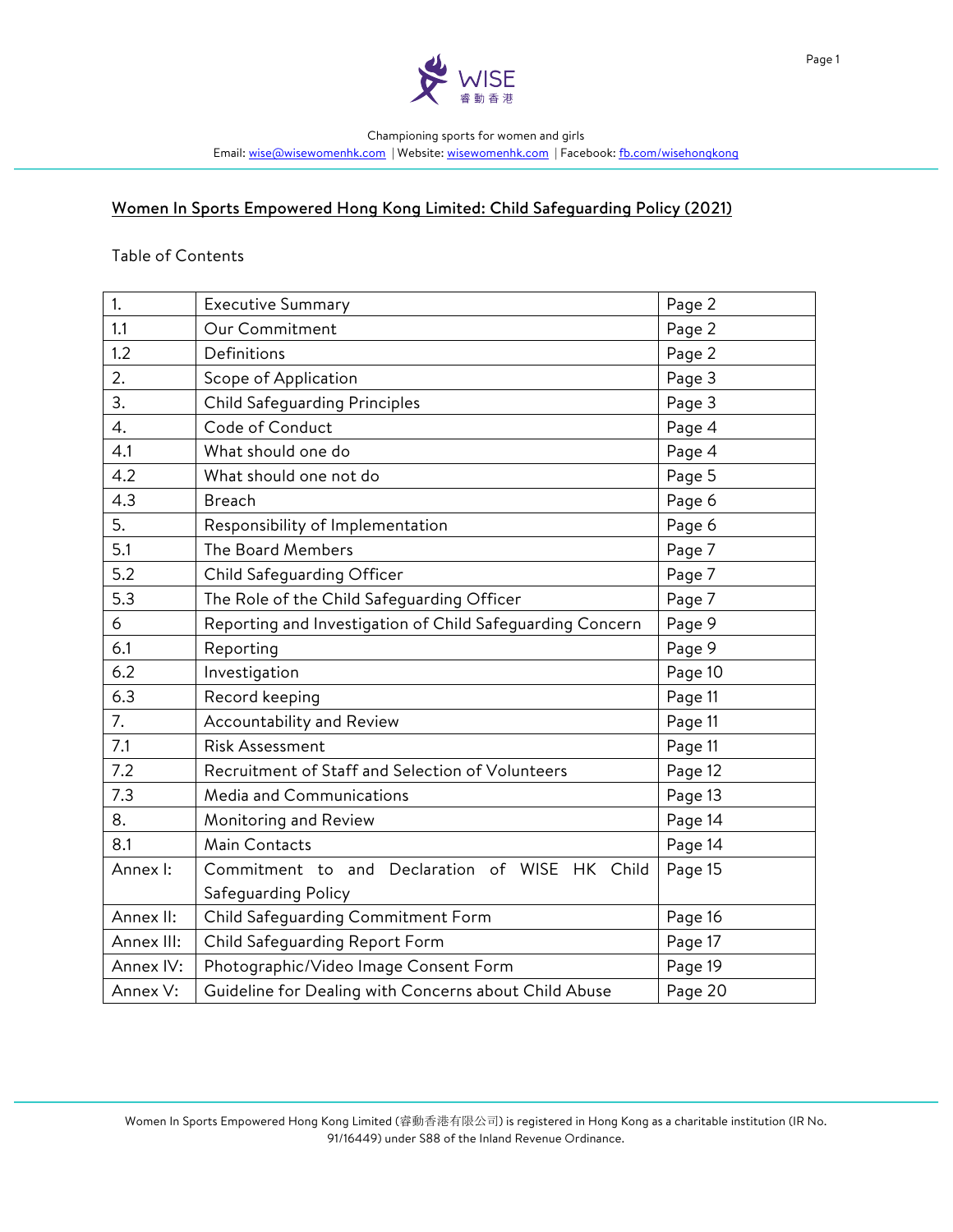Championing sports for women and girls

Email: wise@wisewomenhk.com | Website: wisewomenhk.com | Facebook: fb.com/wisehongkong

# Women In Sports Empowered Hong Kong Limited: Child Safeguarding Policy (2021)

Table of Contents

| | | |
|---|---|---|
| 1. | Executive Summary | Page 2 |
| 1.1 | Our Commitment | Page 2 |
| 1.2 | Definitions | Page 2 |
| 2. | Scope of Application | Page 3 |
| 3. | Child Safeguarding Principles | Page 3 |
| 4. | Code of Conduct | Page 4 |
| 4.1 | What should one do | Page 4 |
| 4.2 | What should one not do | Page 5 |
| 4.3 | Breach | Page 6 |
| 5. | Responsibility of Implementation | Page 6 |
| 5.1 | The Board Members | Page 7 |
| 5.2 | Child Safeguarding Officer | Page 7 |
| 5.3 | The Role of the Child Safeguarding Officer | Page 7 |
| 6 | Reporting and Investigation of Child Safeguarding Concern | Page 9 |
| 6.1 | Reporting | Page 9 |
| 6.2 | Investigation | Page 10 |
| 6.3 | Record keeping | Page 11 |
| 7. | Accountability and Review | Page 11 |
| 7.1 | Risk Assessment | Page 11 |
| 7.2 | Recruitment of Staff and Selection of Volunteers | Page 12 |
| 7.3 | Media and Communications | Page 13 |
| 8. | Monitoring and Review | Page 14 |
| 8.1 | Main Contacts | Page 14 |
| Annex I: | Commitment to and Declaration of WISE HK Child Safeguarding Policy | Page 15 |
| Annex II: | Child Safeguarding Commitment Form | Page 16 |
| Annex III: | Child Safeguarding Report Form | Page 17 |
| Annex IV: | Photographic/Video Image Consent Form | Page 19 |
| Annex V: | Guideline for Dealing with Concerns about Child Abuse | Page 20 |

Women In Sports Empowered Hong Kong Limited (睿動香港有限公司) is registered in Hong Kong as a charitable institution (IR No. 91/16449) under S88 of the Inland Revenue Ordinance.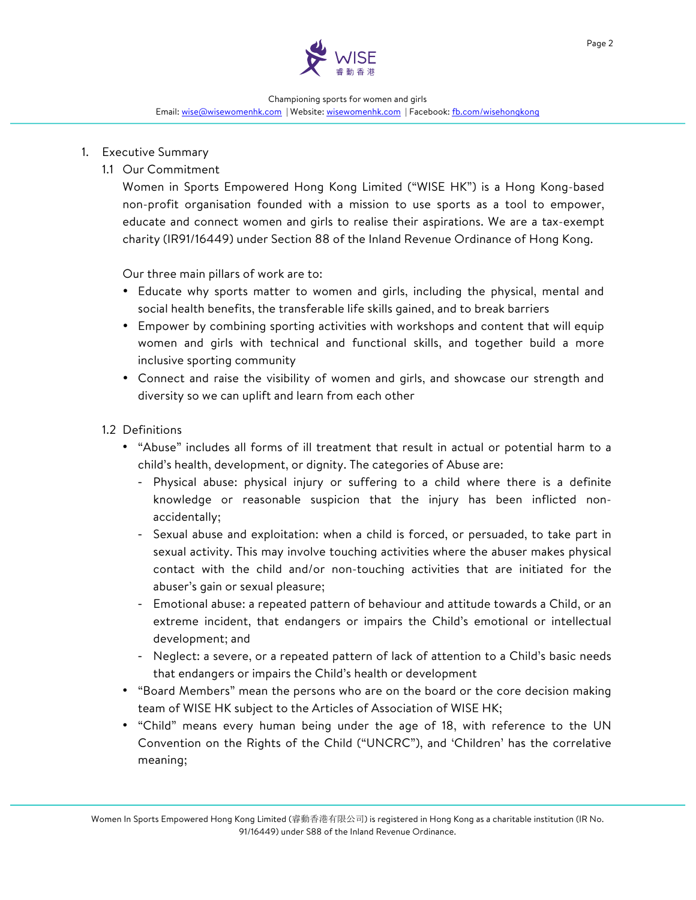1. Executive Summary

1.1 Our Commitment

Women in Sports Empowered Hong Kong Limited ("WISE HK") is a Hong Kong-based non-profit organisation founded with a mission to use sports as a tool to empower, educate and connect women and girls to realise their aspirations. We are a tax-exempt charity (IR91/16449) under Section 88 of the Inland Revenue Ordinance of Hong Kong.

Our three main pillars of work are to:

- Educate why sports matter to women and girls, including the physical, mental and social health benefits, the transferable life skills gained, and to break barriers
- Empower by combining sporting activities with workshops and content that will equip women and girls with technical and functional skills, and together build a more inclusive sporting community
- Connect and raise the visibility of women and girls, and showcase our strength and diversity so we can uplift and learn from each other

1.2 Definitions

- "Abuse" includes all forms of ill treatment that result in actual or potential harm to a child's health, development, or dignity. The categories of Abuse are:
  - Physical abuse: physical injury or suffering to a child where there is a definite knowledge or reasonable suspicion that the injury has been inflicted non-accidentally;
  - Sexual abuse and exploitation: when a child is forced, or persuaded, to take part in sexual activity. This may involve touching activities where the abuser makes physical contact with the child and/or non-touching activities that are initiated for the abuser's gain or sexual pleasure;
  - Emotional abuse: a repeated pattern of behaviour and attitude towards a Child, or an extreme incident, that endangers or impairs the Child's emotional or intellectual development; and
  - Neglect: a severe, or a repeated pattern of lack of attention to a Child's basic needs that endangers or impairs the Child's health or development
- "Board Members" mean the persons who are on the board or the core decision making team of WISE HK subject to the Articles of Association of WISE HK;
- "Child" means every human being under the age of 18, with reference to the UN Convention on the Rights of the Child ("UNCRC"), and 'Children' has the correlative meaning;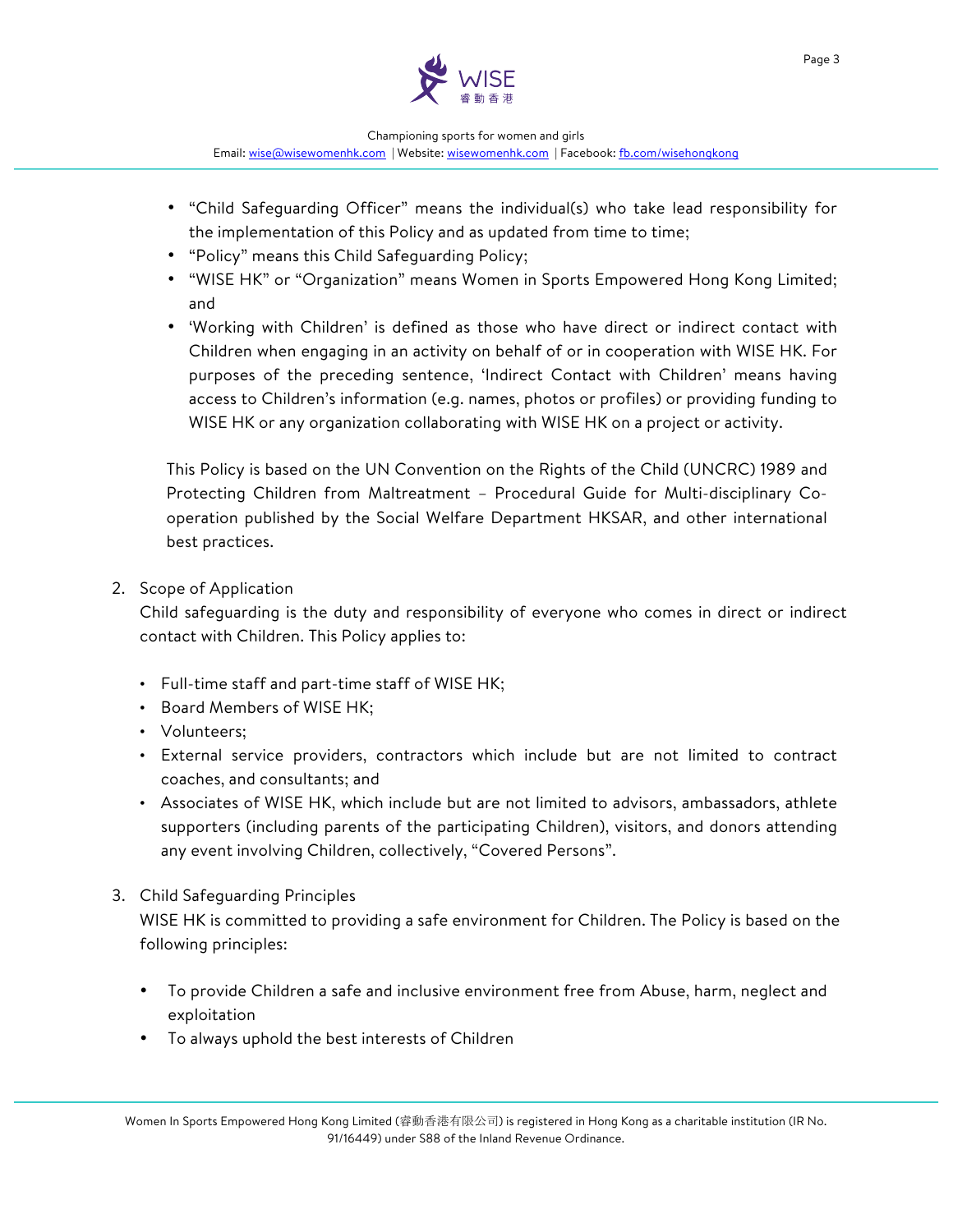- "Child Safeguarding Officer" means the individual(s) who take lead responsibility for the implementation of this Policy and as updated from time to time;
- "Policy" means this Child Safeguarding Policy;
- "WISE HK" or "Organization" means Women in Sports Empowered Hong Kong Limited; and
- 'Working with Children' is defined as those who have direct or indirect contact with Children when engaging in an activity on behalf of or in cooperation with WISE HK. For purposes of the preceding sentence, 'Indirect Contact with Children' means having access to Children's information (e.g. names, photos or profiles) or providing funding to WISE HK or any organization collaborating with WISE HK on a project or activity.

This Policy is based on the UN Convention on the Rights of the Child (UNCRC) 1989 and Protecting Children from Maltreatment – Procedural Guide for Multi-disciplinary Co-operation published by the Social Welfare Department HKSAR, and other international best practices.

2. Scope of Application

   Child safeguarding is the duty and responsibility of everyone who comes in direct or indirect contact with Children. This Policy applies to:

   - Full-time staff and part-time staff of WISE HK;
   - Board Members of WISE HK;
   - Volunteers;
   - External service providers, contractors which include but are not limited to contract coaches, and consultants; and
   - Associates of WISE HK, which include but are not limited to advisors, ambassadors, athlete supporters (including parents of the participating Children), visitors, and donors attending any event involving Children, collectively, "Covered Persons".

3. Child Safeguarding Principles

   WISE HK is committed to providing a safe environment for Children. The Policy is based on the following principles:

   - To provide Children a safe and inclusive environment free from Abuse, harm, neglect and exploitation
   - To always uphold the best interests of Children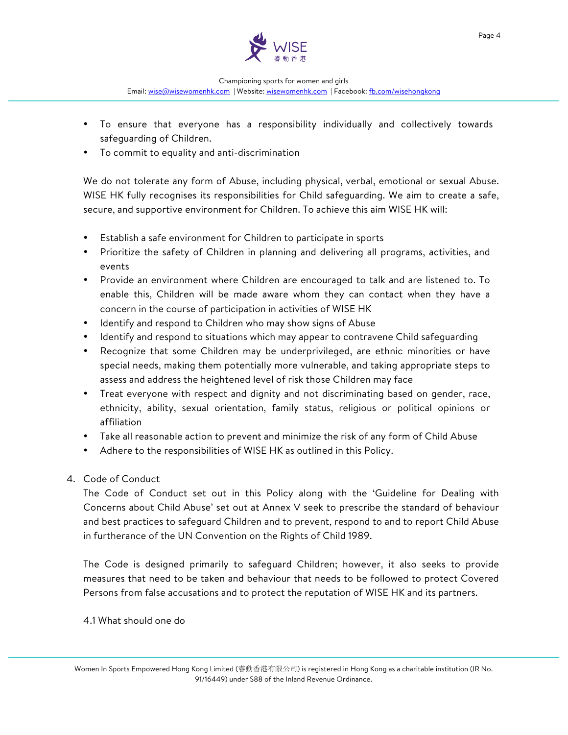- To ensure that everyone has a responsibility individually and collectively towards safeguarding of Children.
- To commit to equality and anti-discrimination

We do not tolerate any form of Abuse, including physical, verbal, emotional or sexual Abuse. WISE HK fully recognises its responsibilities for Child safeguarding. We aim to create a safe, secure, and supportive environment for Children. To achieve this aim WISE HK will:

- Establish a safe environment for Children to participate in sports
- Prioritize the safety of Children in planning and delivering all programs, activities, and events
- Provide an environment where Children are encouraged to talk and are listened to. To enable this, Children will be made aware whom they can contact when they have a concern in the course of participation in activities of WISE HK
- Identify and respond to Children who may show signs of Abuse
- Identify and respond to situations which may appear to contravene Child safeguarding
- Recognize that some Children may be underprivileged, are ethnic minorities or have special needs, making them potentially more vulnerable, and taking appropriate steps to assess and address the heightened level of risk those Children may face
- Treat everyone with respect and dignity and not discriminating based on gender, race, ethnicity, ability, sexual orientation, family status, religious or political opinions or affiliation
- Take all reasonable action to prevent and minimize the risk of any form of Child Abuse
- Adhere to the responsibilities of WISE HK as outlined in this Policy.

4. Code of Conduct

The Code of Conduct set out in this Policy along with the 'Guideline for Dealing with Concerns about Child Abuse' set out at Annex V seek to prescribe the standard of behaviour and best practices to safeguard Children and to prevent, respond to and to report Child Abuse in furtherance of the UN Convention on the Rights of Child 1989.

The Code is designed primarily to safeguard Children; however, it also seeks to provide measures that need to be taken and behaviour that needs to be followed to protect Covered Persons from false accusations and to protect the reputation of WISE HK and its partners.

4.1 What should one do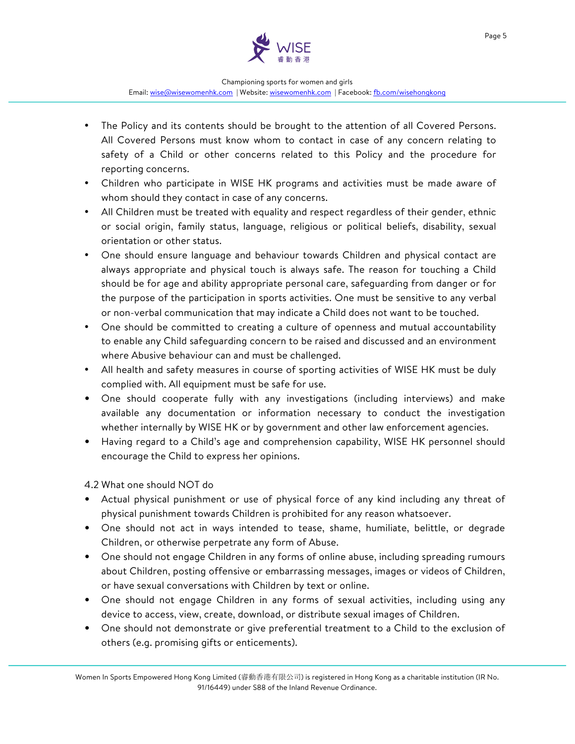- The Policy and its contents should be brought to the attention of all Covered Persons. All Covered Persons must know whom to contact in case of any concern relating to safety of a Child or other concerns related to this Policy and the procedure for reporting concerns.
- Children who participate in WISE HK programs and activities must be made aware of whom should they contact in case of any concerns.
- All Children must be treated with equality and respect regardless of their gender, ethnic or social origin, family status, language, religious or political beliefs, disability, sexual orientation or other status.
- One should ensure language and behaviour towards Children and physical contact are always appropriate and physical touch is always safe. The reason for touching a Child should be for age and ability appropriate personal care, safeguarding from danger or for the purpose of the participation in sports activities. One must be sensitive to any verbal or non-verbal communication that may indicate a Child does not want to be touched.
- One should be committed to creating a culture of openness and mutual accountability to enable any Child safeguarding concern to be raised and discussed and an environment where Abusive behaviour can and must be challenged.
- All health and safety measures in course of sporting activities of WISE HK must be duly complied with. All equipment must be safe for use.
- One should cooperate fully with any investigations (including interviews) and make available any documentation or information necessary to conduct the investigation whether internally by WISE HK or by government and other law enforcement agencies.
- Having regard to a Child's age and comprehension capability, WISE HK personnel should encourage the Child to express her opinions.

4.2 What one should NOT do

- Actual physical punishment or use of physical force of any kind including any threat of physical punishment towards Children is prohibited for any reason whatsoever.
- One should not act in ways intended to tease, shame, humiliate, belittle, or degrade Children, or otherwise perpetrate any form of Abuse.
- One should not engage Children in any forms of online abuse, including spreading rumours about Children, posting offensive or embarrassing messages, images or videos of Children, or have sexual conversations with Children by text or online.
- One should not engage Children in any forms of sexual activities, including using any device to access, view, create, download, or distribute sexual images of Children.
- One should not demonstrate or give preferential treatment to a Child to the exclusion of others (e.g. promising gifts or enticements).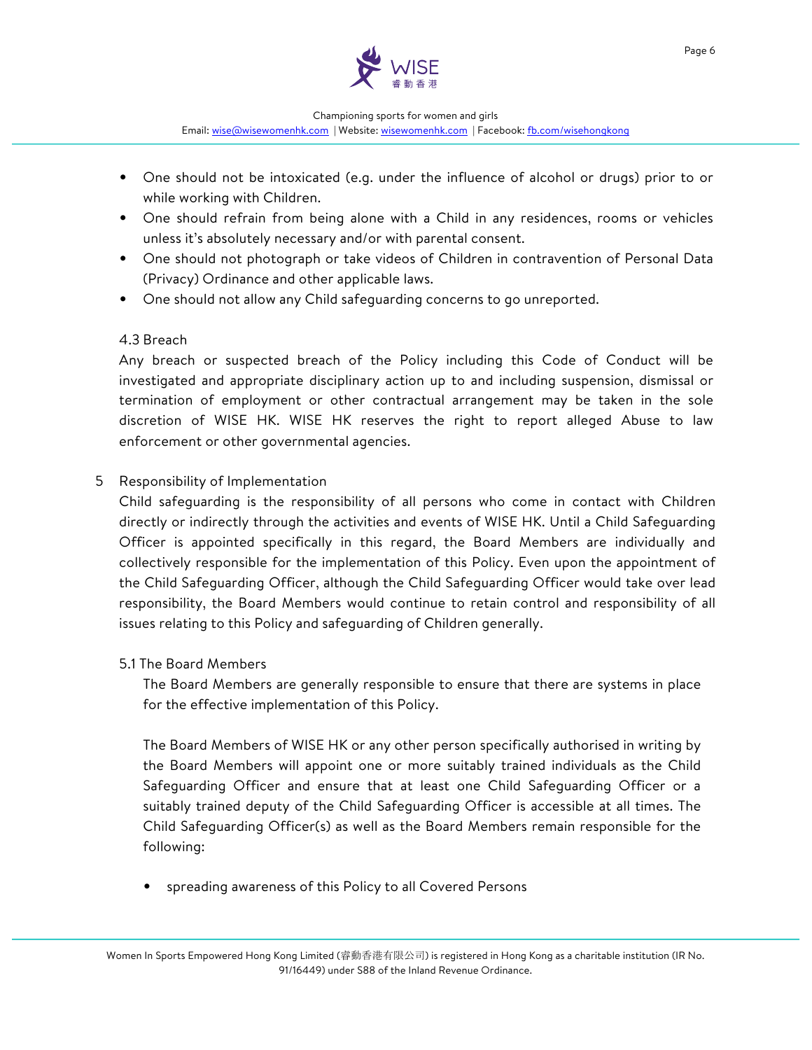- One should not be intoxicated (e.g. under the influence of alcohol or drugs) prior to or while working with Children.
- One should refrain from being alone with a Child in any residences, rooms or vehicles unless it's absolutely necessary and/or with parental consent.
- One should not photograph or take videos of Children in contravention of Personal Data (Privacy) Ordinance and other applicable laws.
- One should not allow any Child safeguarding concerns to go unreported.

### 4.3 Breach

Any breach or suspected breach of the Policy including this Code of Conduct will be investigated and appropriate disciplinary action up to and including suspension, dismissal or termination of employment or other contractual arrangement may be taken in the sole discretion of WISE HK. WISE HK reserves the right to report alleged Abuse to law enforcement or other governmental agencies.

## 5 Responsibility of Implementation

Child safeguarding is the responsibility of all persons who come in contact with Children directly or indirectly through the activities and events of WISE HK. Until a Child Safeguarding Officer is appointed specifically in this regard, the Board Members are individually and collectively responsible for the implementation of this Policy. Even upon the appointment of the Child Safeguarding Officer, although the Child Safeguarding Officer would take over lead responsibility, the Board Members would continue to retain control and responsibility of all issues relating to this Policy and safeguarding of Children generally.

### 5.1 The Board Members

The Board Members are generally responsible to ensure that there are systems in place for the effective implementation of this Policy.

The Board Members of WISE HK or any other person specifically authorised in writing by the Board Members will appoint one or more suitably trained individuals as the Child Safeguarding Officer and ensure that at least one Child Safeguarding Officer or a suitably trained deputy of the Child Safeguarding Officer is accessible at all times. The Child Safeguarding Officer(s) as well as the Board Members remain responsible for the following:

- spreading awareness of this Policy to all Covered Persons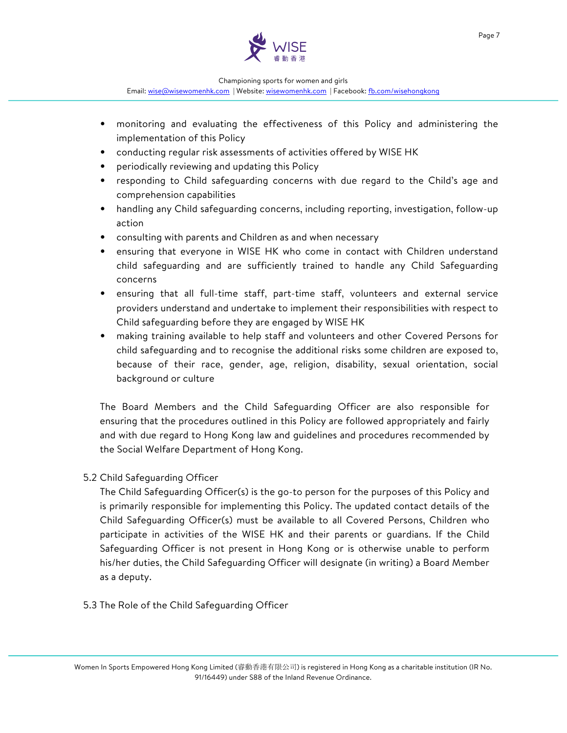- monitoring and evaluating the effectiveness of this Policy and administering the implementation of this Policy
- conducting regular risk assessments of activities offered by WISE HK
- periodically reviewing and updating this Policy
- responding to Child safeguarding concerns with due regard to the Child's age and comprehension capabilities
- handling any Child safeguarding concerns, including reporting, investigation, follow-up action
- consulting with parents and Children as and when necessary
- ensuring that everyone in WISE HK who come in contact with Children understand child safeguarding and are sufficiently trained to handle any Child Safeguarding concerns
- ensuring that all full-time staff, part-time staff, volunteers and external service providers understand and undertake to implement their responsibilities with respect to Child safeguarding before they are engaged by WISE HK
- making training available to help staff and volunteers and other Covered Persons for child safeguarding and to recognise the additional risks some children are exposed to, because of their race, gender, age, religion, disability, sexual orientation, social background or culture

The Board Members and the Child Safeguarding Officer are also responsible for ensuring that the procedures outlined in this Policy are followed appropriately and fairly and with due regard to Hong Kong law and guidelines and procedures recommended by the Social Welfare Department of Hong Kong.

5.2 Child Safeguarding Officer

The Child Safeguarding Officer(s) is the go-to person for the purposes of this Policy and is primarily responsible for implementing this Policy. The updated contact details of the Child Safeguarding Officer(s) must be available to all Covered Persons, Children who participate in activities of the WISE HK and their parents or guardians. If the Child Safeguarding Officer is not present in Hong Kong or is otherwise unable to perform his/her duties, the Child Safeguarding Officer will designate (in writing) a Board Member as a deputy.

5.3 The Role of the Child Safeguarding Officer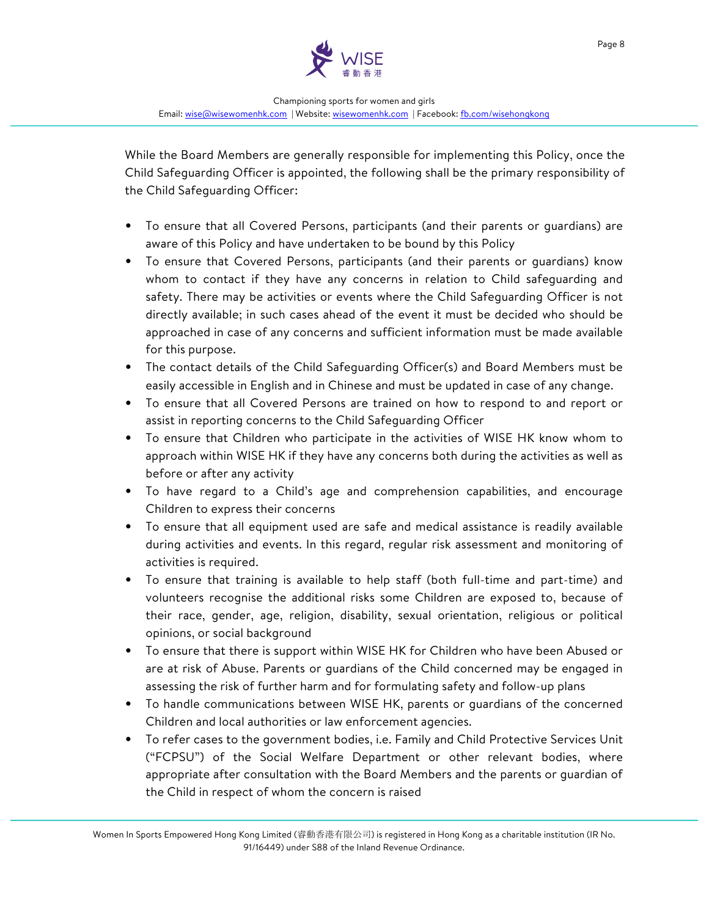While the Board Members are generally responsible for implementing this Policy, once the Child Safeguarding Officer is appointed, the following shall be the primary responsibility of the Child Safeguarding Officer:

- To ensure that all Covered Persons, participants (and their parents or guardians) are aware of this Policy and have undertaken to be bound by this Policy
- To ensure that Covered Persons, participants (and their parents or guardians) know whom to contact if they have any concerns in relation to Child safeguarding and safety. There may be activities or events where the Child Safeguarding Officer is not directly available; in such cases ahead of the event it must be decided who should be approached in case of any concerns and sufficient information must be made available for this purpose.
- The contact details of the Child Safeguarding Officer(s) and Board Members must be easily accessible in English and in Chinese and must be updated in case of any change.
- To ensure that all Covered Persons are trained on how to respond to and report or assist in reporting concerns to the Child Safeguarding Officer
- To ensure that Children who participate in the activities of WISE HK know whom to approach within WISE HK if they have any concerns both during the activities as well as before or after any activity
- To have regard to a Child's age and comprehension capabilities, and encourage Children to express their concerns
- To ensure that all equipment used are safe and medical assistance is readily available during activities and events. In this regard, regular risk assessment and monitoring of activities is required.
- To ensure that training is available to help staff (both full-time and part-time) and volunteers recognise the additional risks some Children are exposed to, because of their race, gender, age, religion, disability, sexual orientation, religious or political opinions, or social background
- To ensure that there is support within WISE HK for Children who have been Abused or are at risk of Abuse. Parents or guardians of the Child concerned may be engaged in assessing the risk of further harm and for formulating safety and follow-up plans
- To handle communications between WISE HK, parents or guardians of the concerned Children and local authorities or law enforcement agencies.
- To refer cases to the government bodies, i.e. Family and Child Protective Services Unit ("FCPSU") of the Social Welfare Department or other relevant bodies, where appropriate after consultation with the Board Members and the parents or guardian of the Child in respect of whom the concern is raised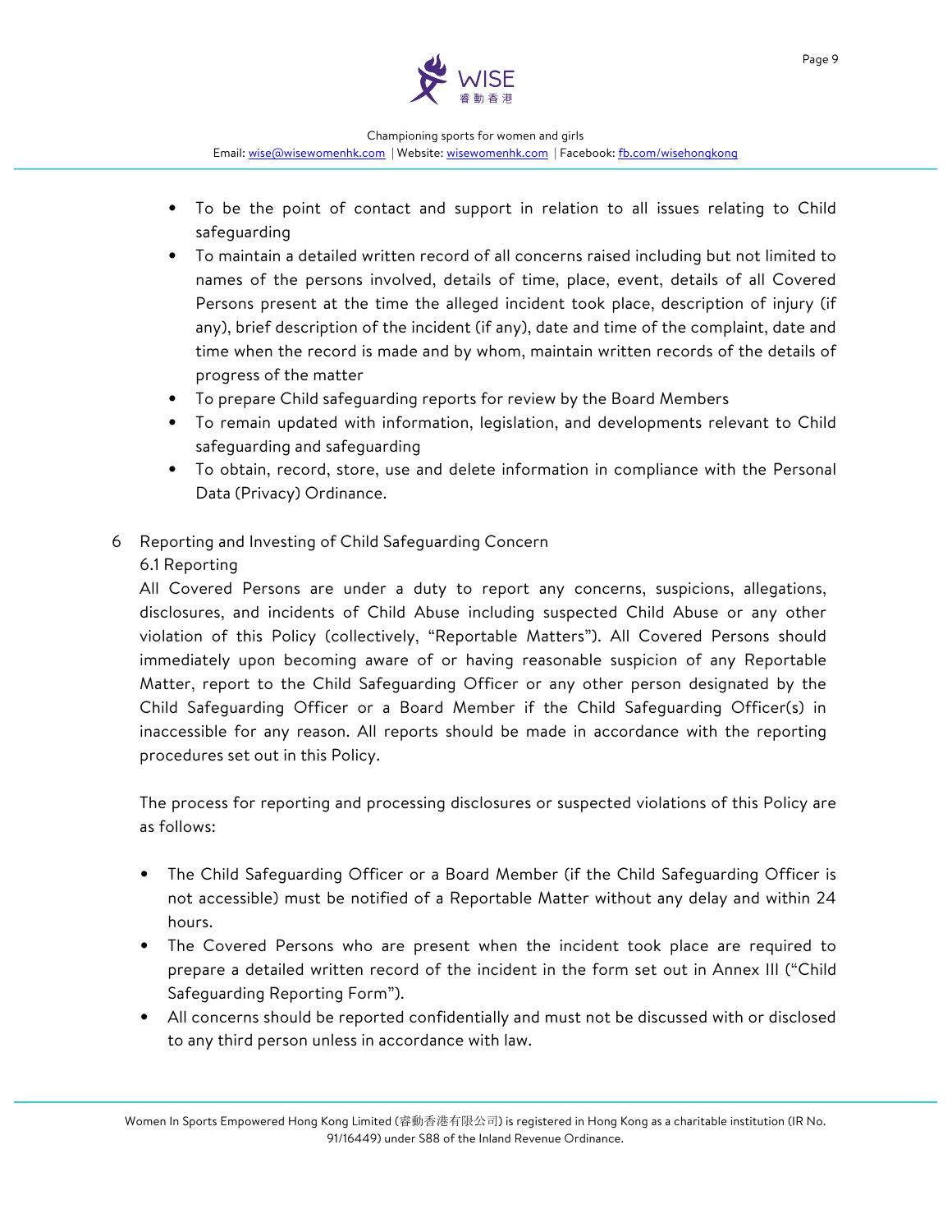- To be the point of contact and support in relation to all issues relating to Child safeguarding
- To maintain a detailed written record of all concerns raised including but not limited to names of the persons involved, details of time, place, event, details of all Covered Persons present at the time the alleged incident took place, description of injury (if any), brief description of the incident (if any), date and time of the complaint, date and time when the record is made and by whom, maintain written records of the details of progress of the matter
- To prepare Child safeguarding reports for review by the Board Members
- To remain updated with information, legislation, and developments relevant to Child safeguarding and safeguarding
- To obtain, record, store, use and delete information in compliance with the Personal Data (Privacy) Ordinance.

## 6 Reporting and Investing of Child Safeguarding Concern

### 6.1 Reporting

All Covered Persons are under a duty to report any concerns, suspicions, allegations, disclosures, and incidents of Child Abuse including suspected Child Abuse or any other violation of this Policy (collectively, "Reportable Matters"). All Covered Persons should immediately upon becoming aware of or having reasonable suspicion of any Reportable Matter, report to the Child Safeguarding Officer or any other person designated by the Child Safeguarding Officer or a Board Member if the Child Safeguarding Officer(s) in inaccessible for any reason. All reports should be made in accordance with the reporting procedures set out in this Policy.

The process for reporting and processing disclosures or suspected violations of this Policy are as follows:

- The Child Safeguarding Officer or a Board Member (if the Child Safeguarding Officer is not accessible) must be notified of a Reportable Matter without any delay and within 24 hours.
- The Covered Persons who are present when the incident took place are required to prepare a detailed written record of the incident in the form set out in Annex III ("Child Safeguarding Reporting Form").
- All concerns should be reported confidentially and must not be discussed with or disclosed to any third person unless in accordance with law.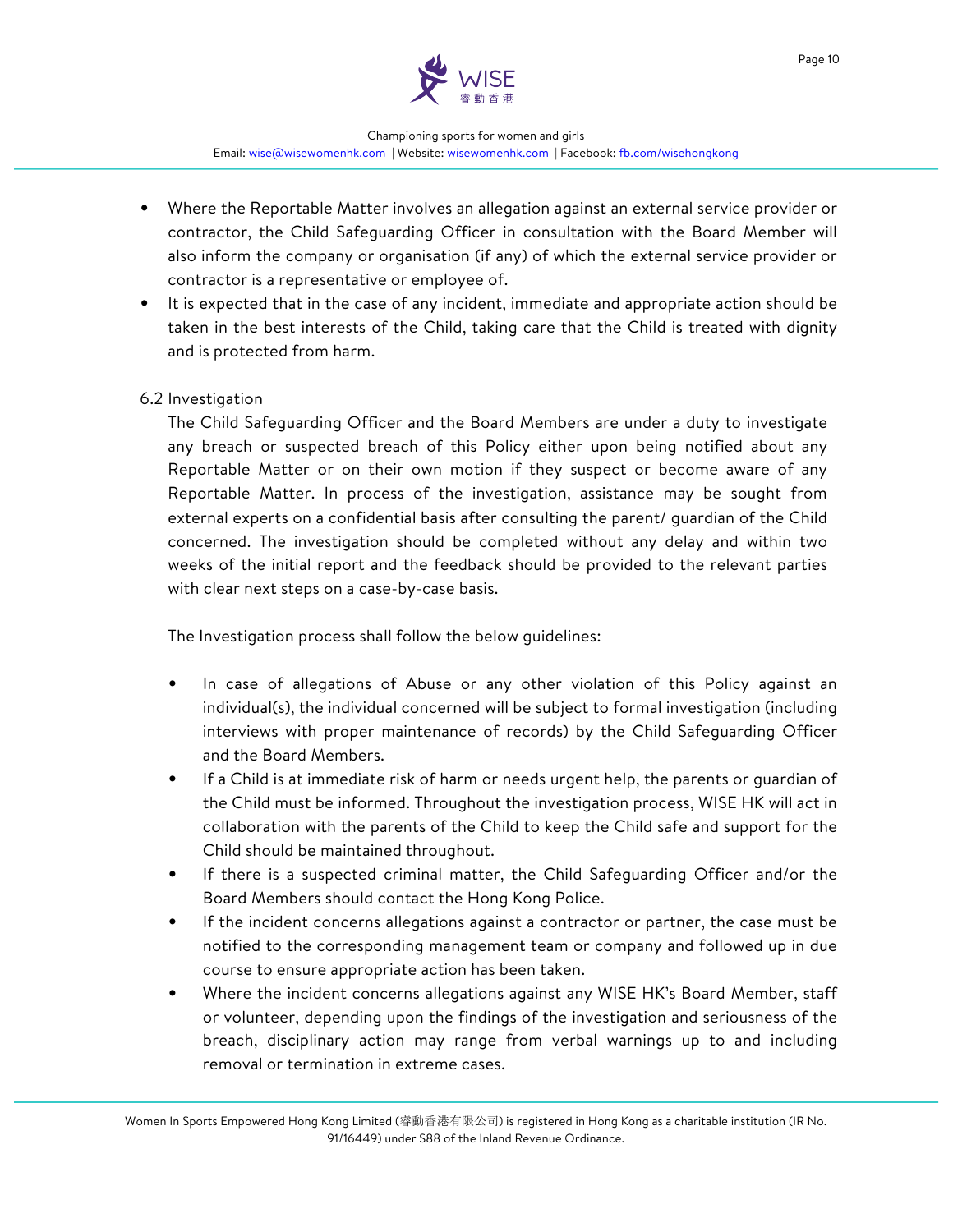- Where the Reportable Matter involves an allegation against an external service provider or contractor, the Child Safeguarding Officer in consultation with the Board Member will also inform the company or organisation (if any) of which the external service provider or contractor is a representative or employee of.
- It is expected that in the case of any incident, immediate and appropriate action should be taken in the best interests of the Child, taking care that the Child is treated with dignity and is protected from harm.

6.2 Investigation

The Child Safeguarding Officer and the Board Members are under a duty to investigate any breach or suspected breach of this Policy either upon being notified about any Reportable Matter or on their own motion if they suspect or become aware of any Reportable Matter. In process of the investigation, assistance may be sought from external experts on a confidential basis after consulting the parent/ guardian of the Child concerned. The investigation should be completed without any delay and within two weeks of the initial report and the feedback should be provided to the relevant parties with clear next steps on a case-by-case basis.

The Investigation process shall follow the below guidelines:

- In case of allegations of Abuse or any other violation of this Policy against an individual(s), the individual concerned will be subject to formal investigation (including interviews with proper maintenance of records) by the Child Safeguarding Officer and the Board Members.
- If a Child is at immediate risk of harm or needs urgent help, the parents or guardian of the Child must be informed. Throughout the investigation process, WISE HK will act in collaboration with the parents of the Child to keep the Child safe and support for the Child should be maintained throughout.
- If there is a suspected criminal matter, the Child Safeguarding Officer and/or the Board Members should contact the Hong Kong Police.
- If the incident concerns allegations against a contractor or partner, the case must be notified to the corresponding management team or company and followed up in due course to ensure appropriate action has been taken.
- Where the incident concerns allegations against any WISE HK's Board Member, staff or volunteer, depending upon the findings of the investigation and seriousness of the breach, disciplinary action may range from verbal warnings up to and including removal or termination in extreme cases.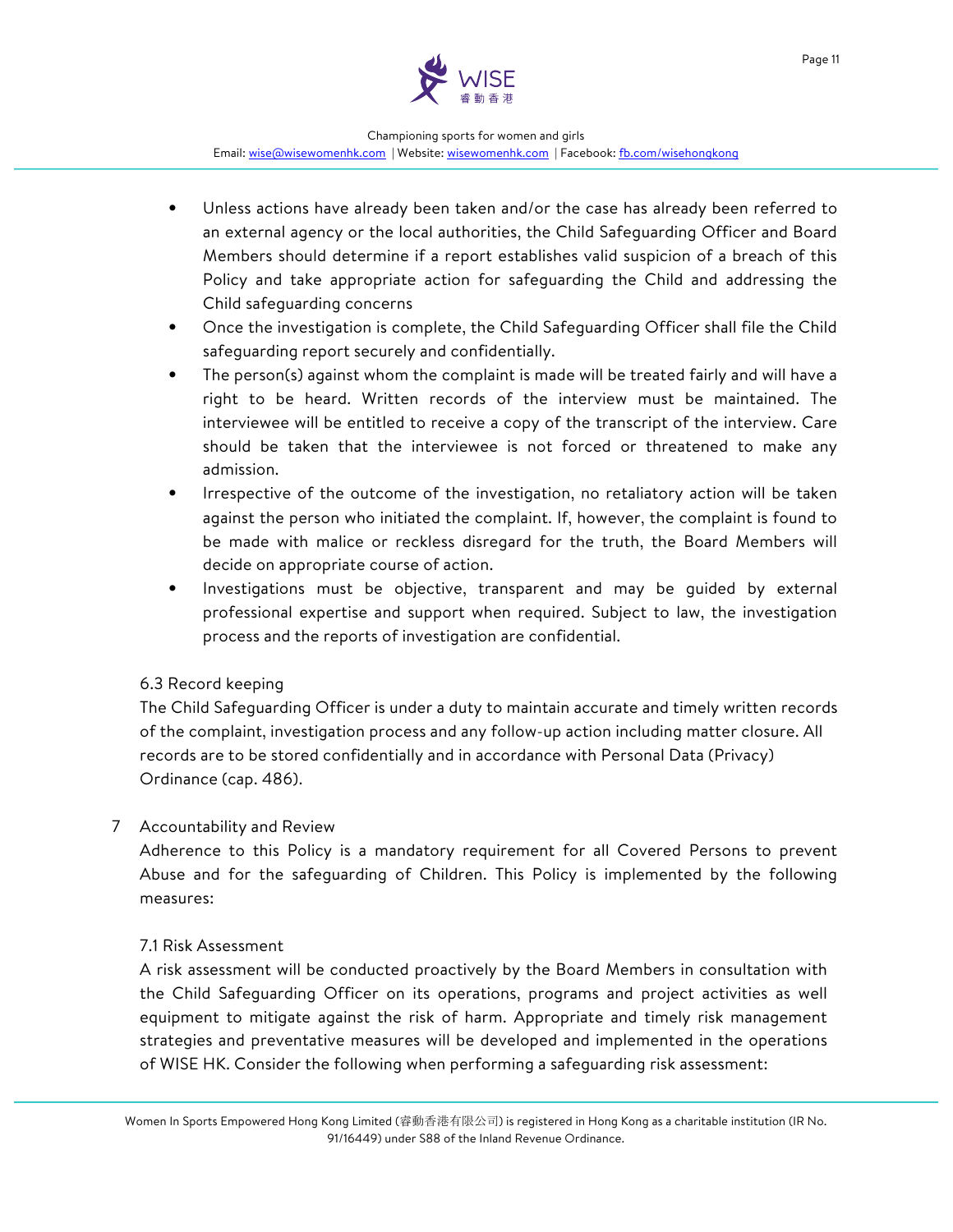- Unless actions have already been taken and/or the case has already been referred to an external agency or the local authorities, the Child Safeguarding Officer and Board Members should determine if a report establishes valid suspicion of a breach of this Policy and take appropriate action for safeguarding the Child and addressing the Child safeguarding concerns
- Once the investigation is complete, the Child Safeguarding Officer shall file the Child safeguarding report securely and confidentially.
- The person(s) against whom the complaint is made will be treated fairly and will have a right to be heard. Written records of the interview must be maintained. The interviewee will be entitled to receive a copy of the transcript of the interview. Care should be taken that the interviewee is not forced or threatened to make any admission.
- Irrespective of the outcome of the investigation, no retaliatory action will be taken against the person who initiated the complaint. If, however, the complaint is found to be made with malice or reckless disregard for the truth, the Board Members will decide on appropriate course of action.
- Investigations must be objective, transparent and may be guided by external professional expertise and support when required. Subject to law, the investigation process and the reports of investigation are confidential.

### 6.3 Record keeping

The Child Safeguarding Officer is under a duty to maintain accurate and timely written records of the complaint, investigation process and any follow-up action including matter closure. All records are to be stored confidentially and in accordance with Personal Data (Privacy) Ordinance (cap. 486).

## 7 Accountability and Review

Adherence to this Policy is a mandatory requirement for all Covered Persons to prevent Abuse and for the safeguarding of Children. This Policy is implemented by the following measures:

### 7.1 Risk Assessment

A risk assessment will be conducted proactively by the Board Members in consultation with the Child Safeguarding Officer on its operations, programs and project activities as well equipment to mitigate against the risk of harm. Appropriate and timely risk management strategies and preventative measures will be developed and implemented in the operations of WISE HK. Consider the following when performing a safeguarding risk assessment: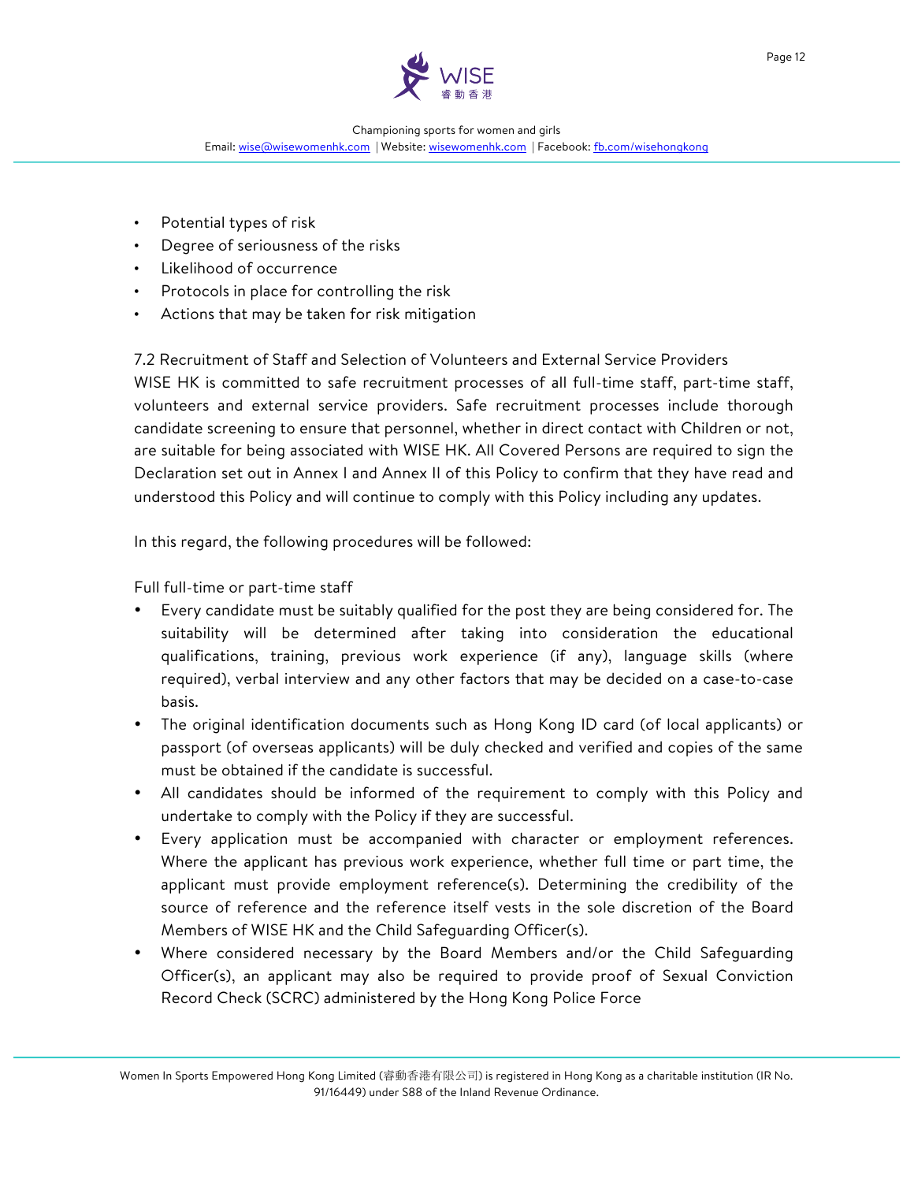- Potential types of risk
- Degree of seriousness of the risks
- Likelihood of occurrence
- Protocols in place for controlling the risk
- Actions that may be taken for risk mitigation

### 7.2 Recruitment of Staff and Selection of Volunteers and External Service Providers

WISE HK is committed to safe recruitment processes of all full-time staff, part-time staff, volunteers and external service providers. Safe recruitment processes include thorough candidate screening to ensure that personnel, whether in direct contact with Children or not, are suitable for being associated with WISE HK. All Covered Persons are required to sign the Declaration set out in Annex I and Annex II of this Policy to confirm that they have read and understood this Policy and will continue to comply with this Policy including any updates.

In this regard, the following procedures will be followed:

Full full-time or part-time staff

- Every candidate must be suitably qualified for the post they are being considered for. The suitability will be determined after taking into consideration the educational qualifications, training, previous work experience (if any), language skills (where required), verbal interview and any other factors that may be decided on a case-to-case basis.
- The original identification documents such as Hong Kong ID card (of local applicants) or passport (of overseas applicants) will be duly checked and verified and copies of the same must be obtained if the candidate is successful.
- All candidates should be informed of the requirement to comply with this Policy and undertake to comply with the Policy if they are successful.
- Every application must be accompanied with character or employment references. Where the applicant has previous work experience, whether full time or part time, the applicant must provide employment reference(s). Determining the credibility of the source of reference and the reference itself vests in the sole discretion of the Board Members of WISE HK and the Child Safeguarding Officer(s).
- Where considered necessary by the Board Members and/or the Child Safeguarding Officer(s), an applicant may also be required to provide proof of Sexual Conviction Record Check (SCRC) administered by the Hong Kong Police Force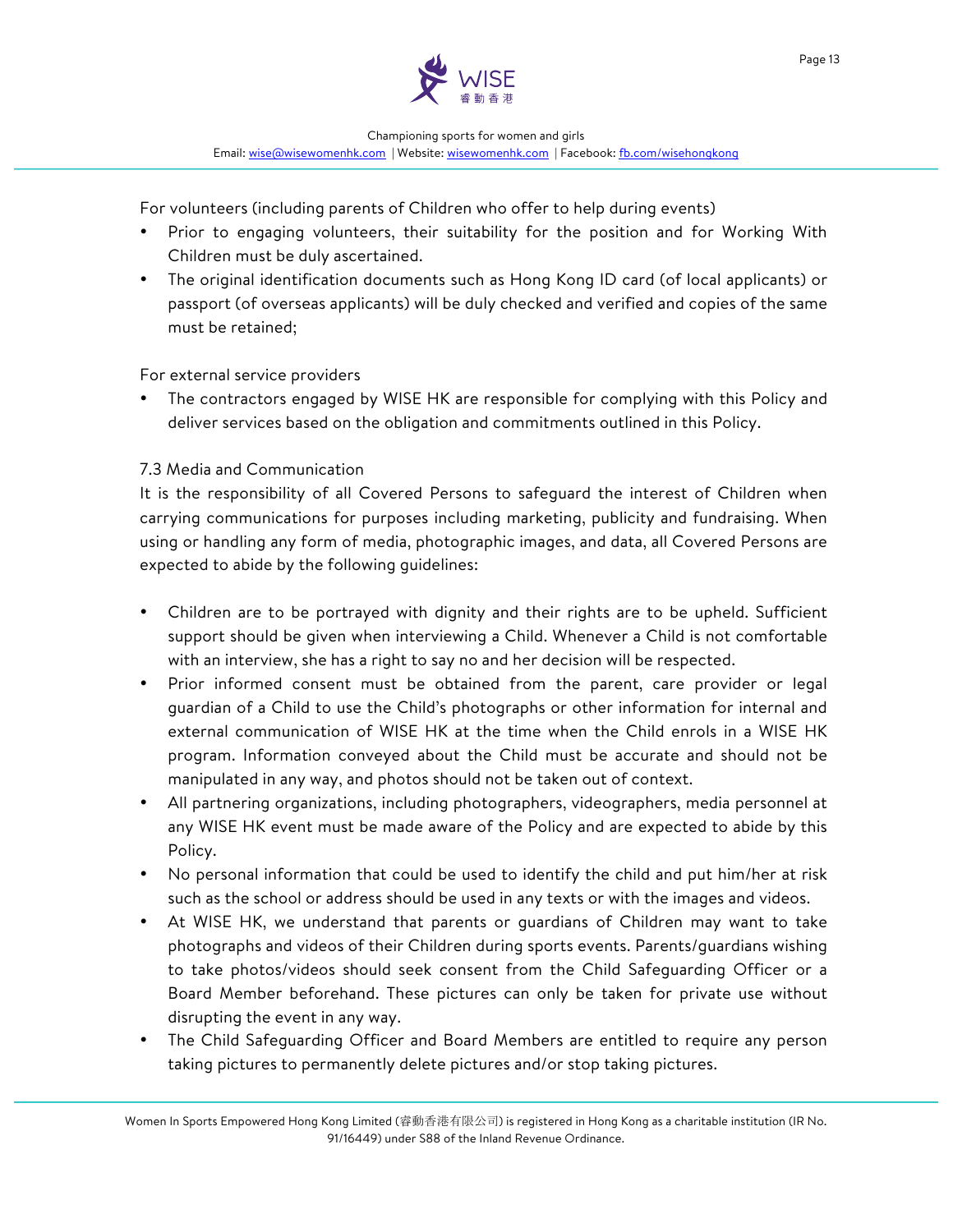For volunteers (including parents of Children who offer to help during events)

- Prior to engaging volunteers, their suitability for the position and for Working With Children must be duly ascertained.
- The original identification documents such as Hong Kong ID card (of local applicants) or passport (of overseas applicants) will be duly checked and verified and copies of the same must be retained;

For external service providers

- The contractors engaged by WISE HK are responsible for complying with this Policy and deliver services based on the obligation and commitments outlined in this Policy.

7.3 Media and Communication

It is the responsibility of all Covered Persons to safeguard the interest of Children when carrying communications for purposes including marketing, publicity and fundraising. When using or handling any form of media, photographic images, and data, all Covered Persons are expected to abide by the following guidelines:

- Children are to be portrayed with dignity and their rights are to be upheld. Sufficient support should be given when interviewing a Child. Whenever a Child is not comfortable with an interview, she has a right to say no and her decision will be respected.
- Prior informed consent must be obtained from the parent, care provider or legal guardian of a Child to use the Child's photographs or other information for internal and external communication of WISE HK at the time when the Child enrols in a WISE HK program. Information conveyed about the Child must be accurate and should not be manipulated in any way, and photos should not be taken out of context.
- All partnering organizations, including photographers, videographers, media personnel at any WISE HK event must be made aware of the Policy and are expected to abide by this Policy.
- No personal information that could be used to identify the child and put him/her at risk such as the school or address should be used in any texts or with the images and videos.
- At WISE HK, we understand that parents or guardians of Children may want to take photographs and videos of their Children during sports events. Parents/guardians wishing to take photos/videos should seek consent from the Child Safeguarding Officer or a Board Member beforehand. These pictures can only be taken for private use without disrupting the event in any way.
- The Child Safeguarding Officer and Board Members are entitled to require any person taking pictures to permanently delete pictures and/or stop taking pictures.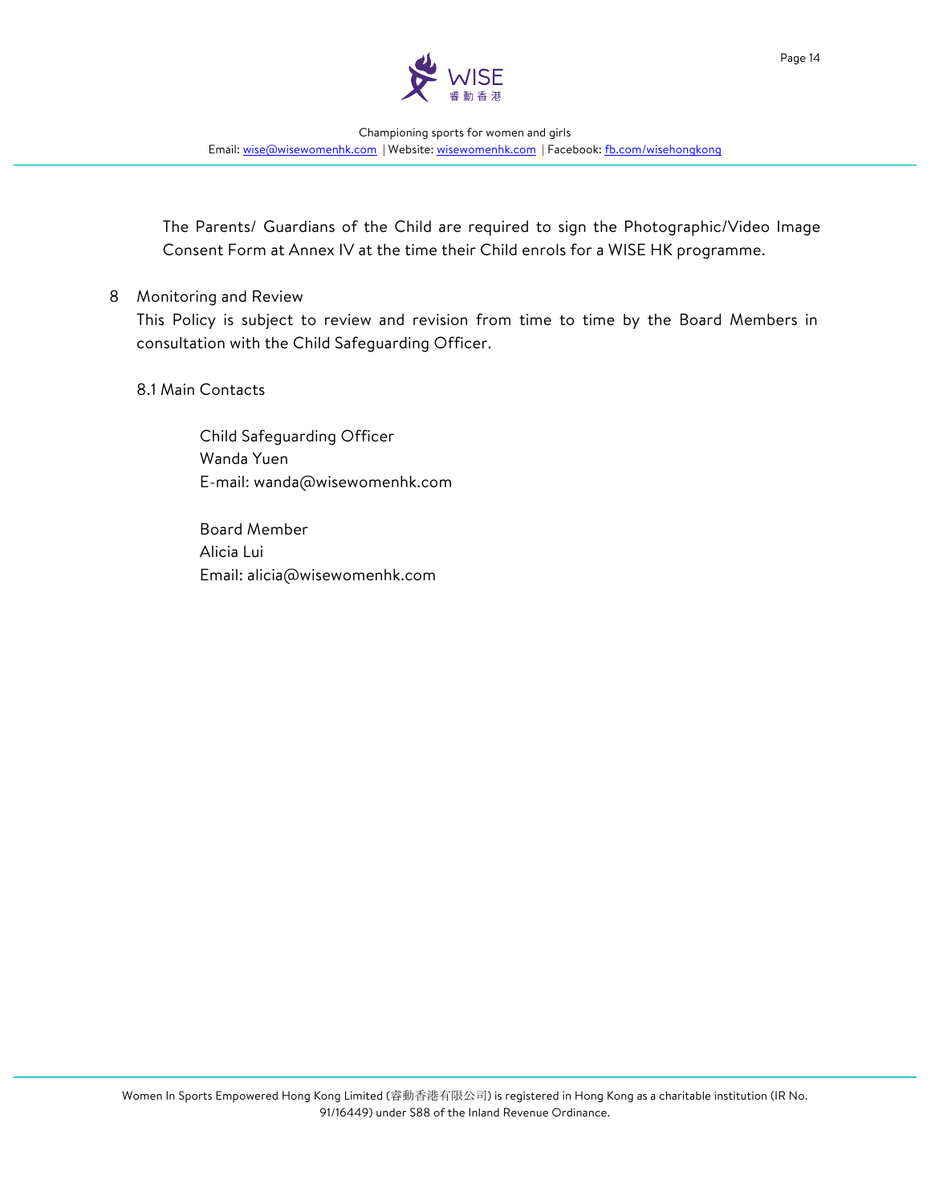The Parents/ Guardians of the Child are required to sign the Photographic/Video Image Consent Form at Annex IV at the time their Child enrols for a WISE HK programme.

## 8 Monitoring and Review

This Policy is subject to review and revision from time to time by the Board Members in consultation with the Child Safeguarding Officer.

### 8.1 Main Contacts

Child Safeguarding Officer
Wanda Yuen
E-mail: wanda@wisewomenhk.com

Board Member
Alicia Lui
Email: alicia@wisewomenhk.com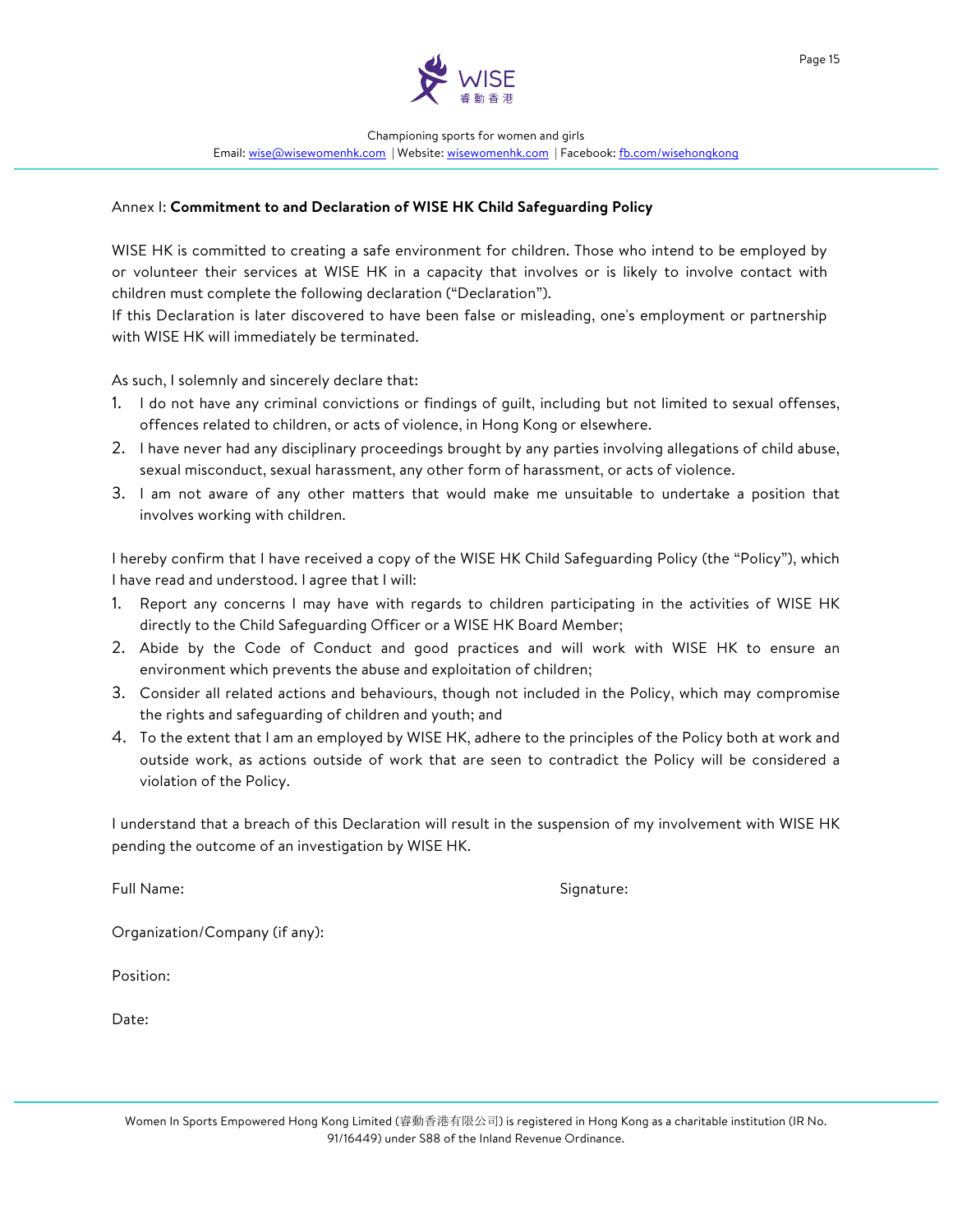Annex I: **Commitment to and Declaration of WISE HK Child Safeguarding Policy**

WISE HK is committed to creating a safe environment for children. Those who intend to be employed by or volunteer their services at WISE HK in a capacity that involves or is likely to involve contact with children must complete the following declaration ("Declaration").
If this Declaration is later discovered to have been false or misleading, one's employment or partnership with WISE HK will immediately be terminated.

As such, I solemnly and sincerely declare that:

1. I do not have any criminal convictions or findings of guilt, including but not limited to sexual offenses, offences related to children, or acts of violence, in Hong Kong or elsewhere.
2. I have never had any disciplinary proceedings brought by any parties involving allegations of child abuse, sexual misconduct, sexual harassment, any other form of harassment, or acts of violence.
3. I am not aware of any other matters that would make me unsuitable to undertake a position that involves working with children.

I hereby confirm that I have received a copy of the WISE HK Child Safeguarding Policy (the "Policy"), which I have read and understood. I agree that I will:

1. Report any concerns I may have with regards to children participating in the activities of WISE HK directly to the Child Safeguarding Officer or a WISE HK Board Member;
2. Abide by the Code of Conduct and good practices and will work with WISE HK to ensure an environment which prevents the abuse and exploitation of children;
3. Consider all related actions and behaviours, though not included in the Policy, which may compromise the rights and safeguarding of children and youth; and
4. To the extent that I am an employed by WISE HK, adhere to the principles of the Policy both at work and outside work, as actions outside of work that are seen to contradict the Policy will be considered a violation of the Policy.

I understand that a breach of this Declaration will result in the suspension of my involvement with WISE HK pending the outcome of an investigation by WISE HK.

Full Name:

Signature:

Organization/Company (if any):

Position:

Date: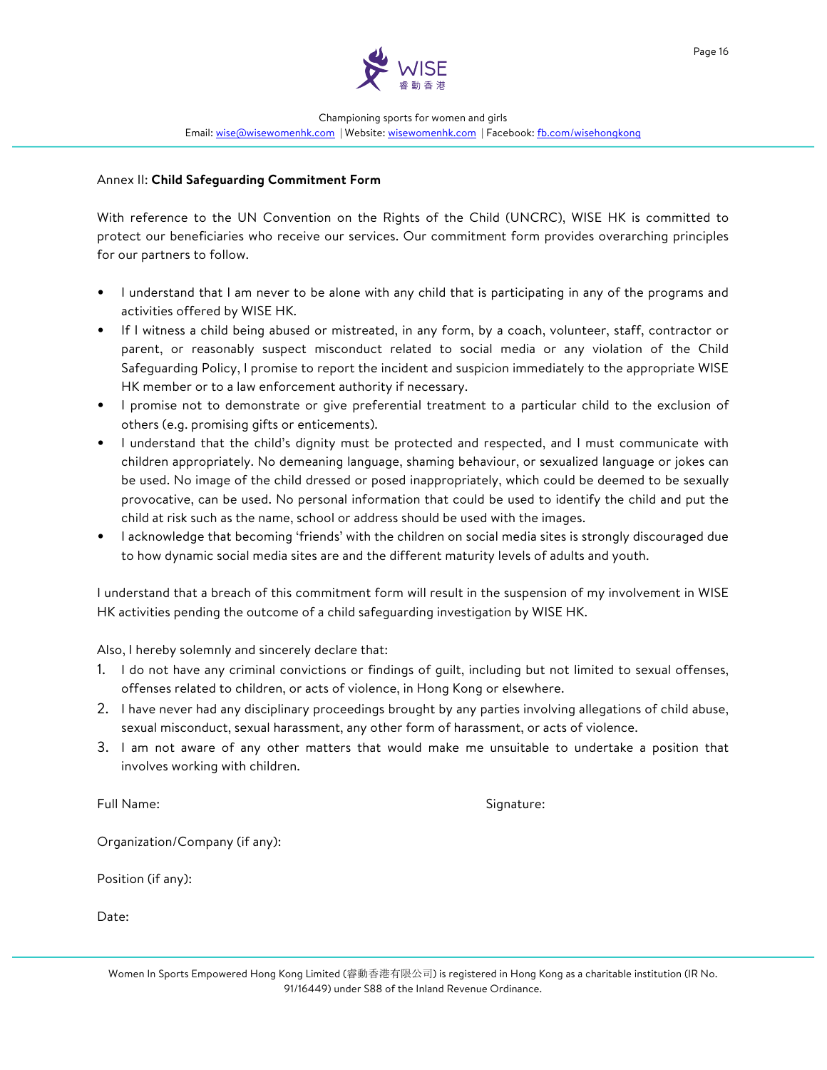Annex II: **Child Safeguarding Commitment Form**

With reference to the UN Convention on the Rights of the Child (UNCRC), WISE HK is committed to protect our beneficiaries who receive our services. Our commitment form provides overarching principles for our partners to follow.

- I understand that I am never to be alone with any child that is participating in any of the programs and activities offered by WISE HK.
- If I witness a child being abused or mistreated, in any form, by a coach, volunteer, staff, contractor or parent, or reasonably suspect misconduct related to social media or any violation of the Child Safeguarding Policy, I promise to report the incident and suspicion immediately to the appropriate WISE HK member or to a law enforcement authority if necessary.
- I promise not to demonstrate or give preferential treatment to a particular child to the exclusion of others (e.g. promising gifts or enticements).
- I understand that the child's dignity must be protected and respected, and I must communicate with children appropriately. No demeaning language, shaming behaviour, or sexualized language or jokes can be used. No image of the child dressed or posed inappropriately, which could be deemed to be sexually provocative, can be used. No personal information that could be used to identify the child and put the child at risk such as the name, school or address should be used with the images.
- I acknowledge that becoming 'friends' with the children on social media sites is strongly discouraged due to how dynamic social media sites are and the different maturity levels of adults and youth.

I understand that a breach of this commitment form will result in the suspension of my involvement in WISE HK activities pending the outcome of a child safeguarding investigation by WISE HK.

Also, I hereby solemnly and sincerely declare that:

1. I do not have any criminal convictions or findings of guilt, including but not limited to sexual offenses, offenses related to children, or acts of violence, in Hong Kong or elsewhere.
2. I have never had any disciplinary proceedings brought by any parties involving allegations of child abuse, sexual misconduct, sexual harassment, any other form of harassment, or acts of violence.
3. I am not aware of any other matters that would make me unsuitable to undertake a position that involves working with children.

Full Name:

Signature:

Organization/Company (if any):

Position (if any):

Date: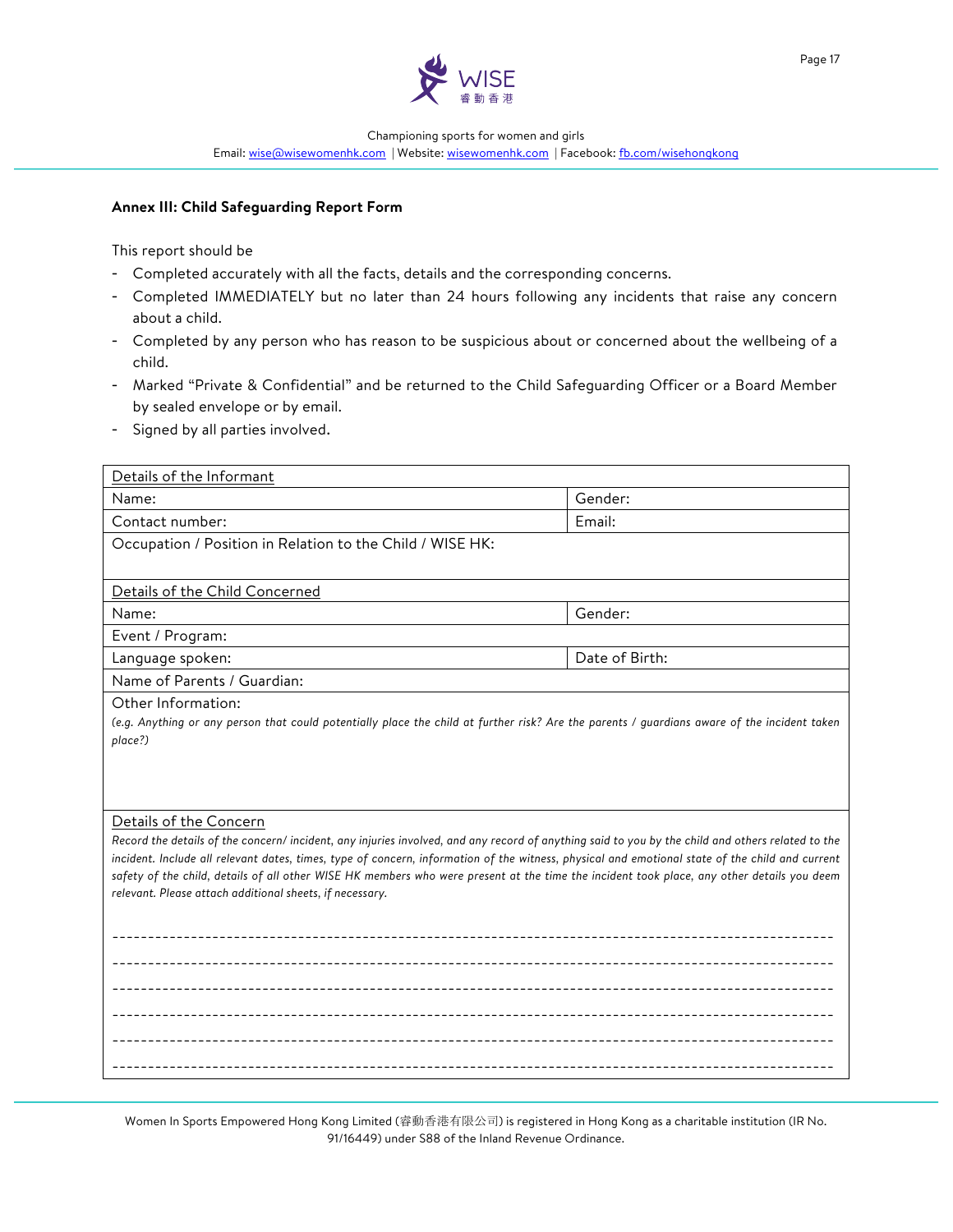**Annex III: Child Safeguarding Report Form**

This report should be

- Completed accurately with all the facts, details and the corresponding concerns.
- Completed IMMEDIATELY but no later than 24 hours following any incidents that raise any concern about a child.
- Completed by any person who has reason to be suspicious about or concerned about the wellbeing of a child.
- Marked "Private & Confidential" and be returned to the Child Safeguarding Officer or a Board Member by sealed envelope or by email.
- Signed by all parties involved.

| Details of the Informant | |
|---|---|
| Name: | Gender: |
| Contact number: | Email: |
| Occupation / Position in Relation to the Child / WISE HK: | |
| Details of the Child Concerned | |
| Name: | Gender: |
| Event / Program: | |
| Language spoken: | Date of Birth: |
| Name of Parents / Guardian: | |
| Other Information:<br>*(e.g. Anything or any person that could potentially place the child at further risk? Are the parents / guardians aware of the incident taken place?)* | |
| Details of the Concern<br>*Record the details of the concern/ incident, any injuries involved, and any record of anything said to you by the child and others related to the incident. Include all relevant dates, times, type of concern, information of the witness, physical and emotional state of the child and current safety of the child, details of all other WISE HK members who were present at the time the incident took place, any other details you deem relevant. Please attach additional sheets, if necessary.*<br>---------------------------------------------<br>---------------------------------------------<br>---------------------------------------------<br>---------------------------------------------<br>---------------------------------------------<br>--------------------------------------------- | |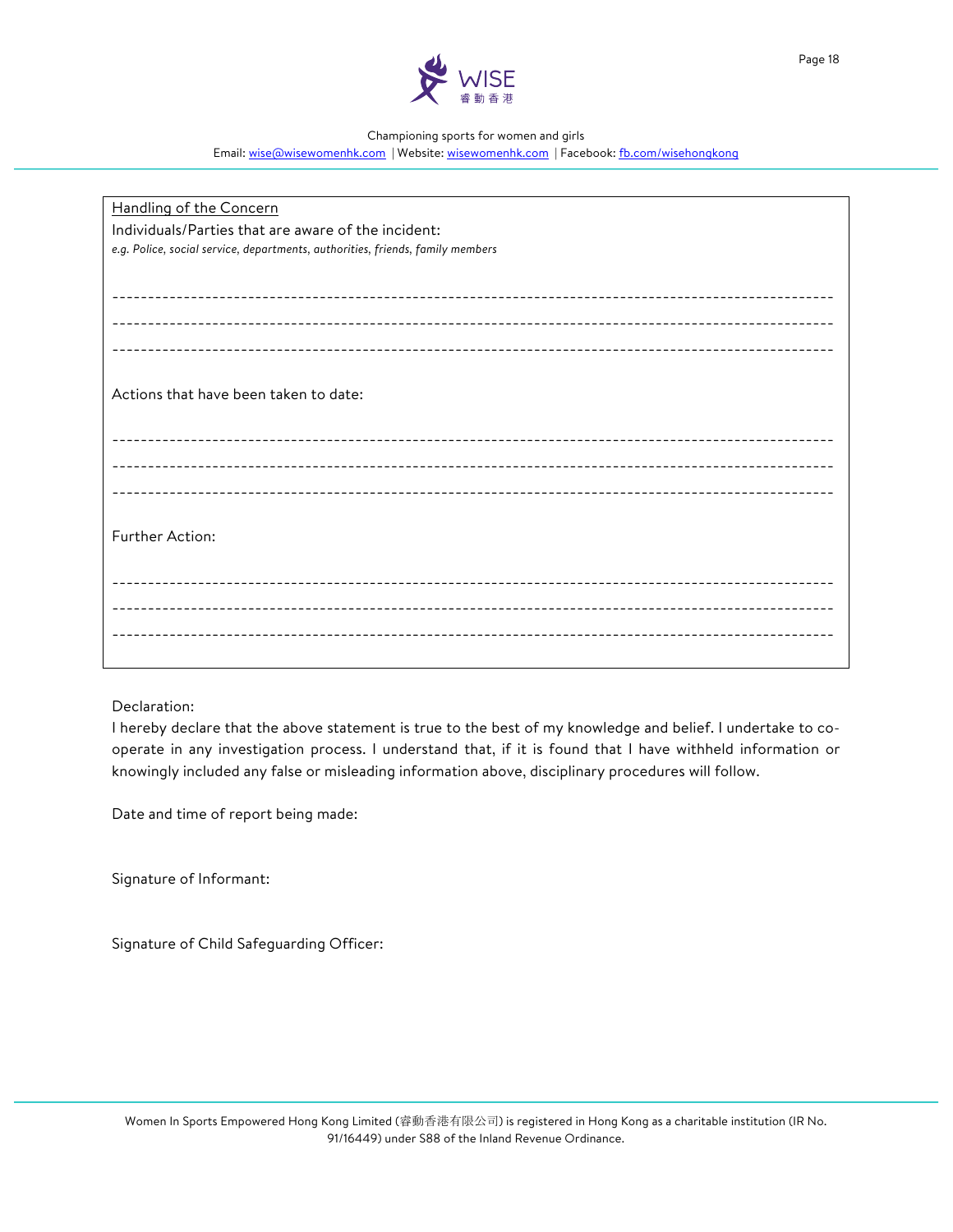Handling of the Concern

Individuals/Parties that are aware of the incident:

*e.g. Police, social service, departments, authorities, friends, family members*

---------------------------------------------------------------------------------------------------------

---------------------------------------------------------------------------------------------------------

---------------------------------------------------------------------------------------------------------

Actions that have been taken to date:

---------------------------------------------------------------------------------------------------------

---------------------------------------------------------------------------------------------------------

---------------------------------------------------------------------------------------------------------

Further Action:

---------------------------------------------------------------------------------------------------------

---------------------------------------------------------------------------------------------------------

---------------------------------------------------------------------------------------------------------

Declaration:

I hereby declare that the above statement is true to the best of my knowledge and belief. I undertake to co-operate in any investigation process. I understand that, if it is found that I have withheld information or knowingly included any false or misleading information above, disciplinary procedures will follow.

Date and time of report being made:

Signature of Informant:

Signature of Child Safeguarding Officer: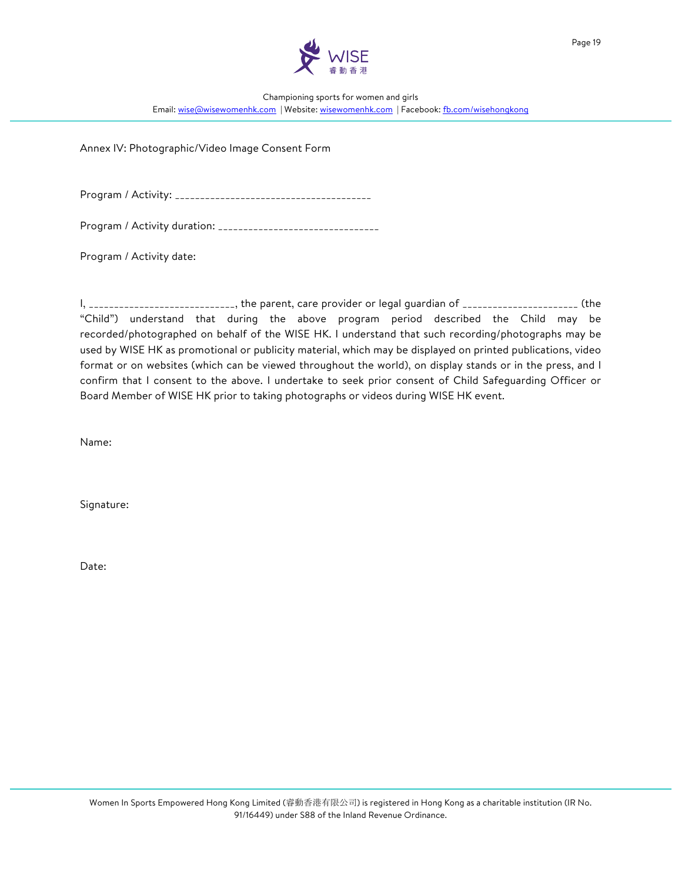Annex IV: Photographic/Video Image Consent Form

Program / Activity: ______________________________________

Program / Activity duration: _______________________________

Program / Activity date:

I, ____________________________, the parent, care provider or legal guardian of ______________________ (the "Child") understand that during the above program period described the Child may be recorded/photographed on behalf of the WISE HK. I understand that such recording/photographs may be used by WISE HK as promotional or publicity material, which may be displayed on printed publications, video format or on websites (which can be viewed throughout the world), on display stands or in the press, and I confirm that I consent to the above. I undertake to seek prior consent of Child Safeguarding Officer or Board Member of WISE HK prior to taking photographs or videos during WISE HK event.

Name:

Signature:

Date: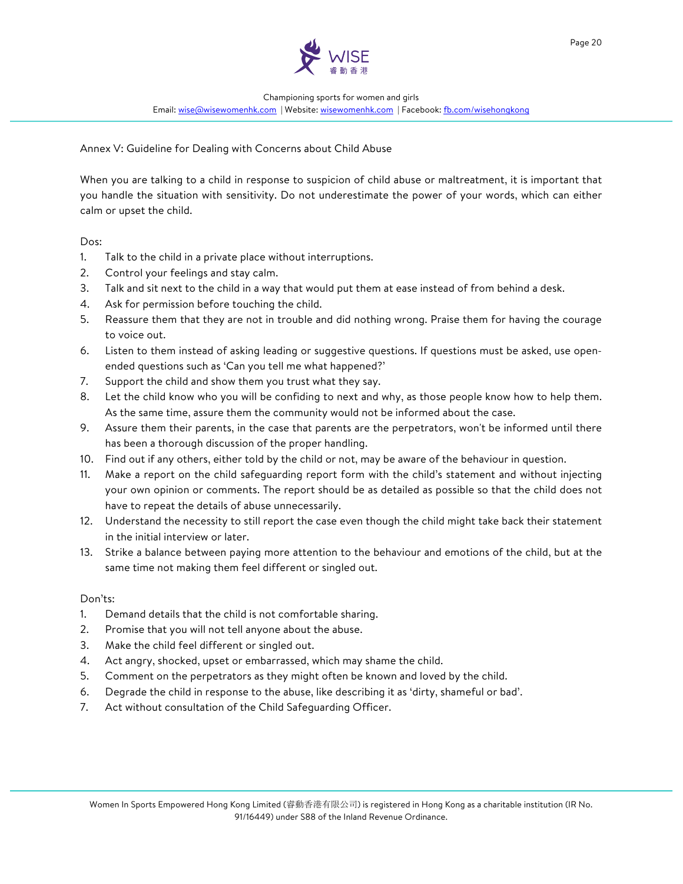## Annex V: Guideline for Dealing with Concerns about Child Abuse

When you are talking to a child in response to suspicion of child abuse or maltreatment, it is important that you handle the situation with sensitivity. Do not underestimate the power of your words, which can either calm or upset the child.

Dos:

1. Talk to the child in a private place without interruptions.
2. Control your feelings and stay calm.
3. Talk and sit next to the child in a way that would put them at ease instead of from behind a desk.
4. Ask for permission before touching the child.
5. Reassure them that they are not in trouble and did nothing wrong. Praise them for having the courage to voice out.
6. Listen to them instead of asking leading or suggestive questions. If questions must be asked, use open-ended questions such as 'Can you tell me what happened?'
7. Support the child and show them you trust what they say.
8. Let the child know who you will be confiding to next and why, as those people know how to help them. As the same time, assure them the community would not be informed about the case.
9. Assure them their parents, in the case that parents are the perpetrators, won't be informed until there has been a thorough discussion of the proper handling.
10. Find out if any others, either told by the child or not, may be aware of the behaviour in question.
11. Make a report on the child safeguarding report form with the child's statement and without injecting your own opinion or comments. The report should be as detailed as possible so that the child does not have to repeat the details of abuse unnecessarily.
12. Understand the necessity to still report the case even though the child might take back their statement in the initial interview or later.
13. Strike a balance between paying more attention to the behaviour and emotions of the child, but at the same time not making them feel different or singled out.

Don'ts:

1. Demand details that the child is not comfortable sharing.
2. Promise that you will not tell anyone about the abuse.
3. Make the child feel different or singled out.
4. Act angry, shocked, upset or embarrassed, which may shame the child.
5. Comment on the perpetrators as they might often be known and loved by the child.
6. Degrade the child in response to the abuse, like describing it as 'dirty, shameful or bad'.
7. Act without consultation of the Child Safeguarding Officer.